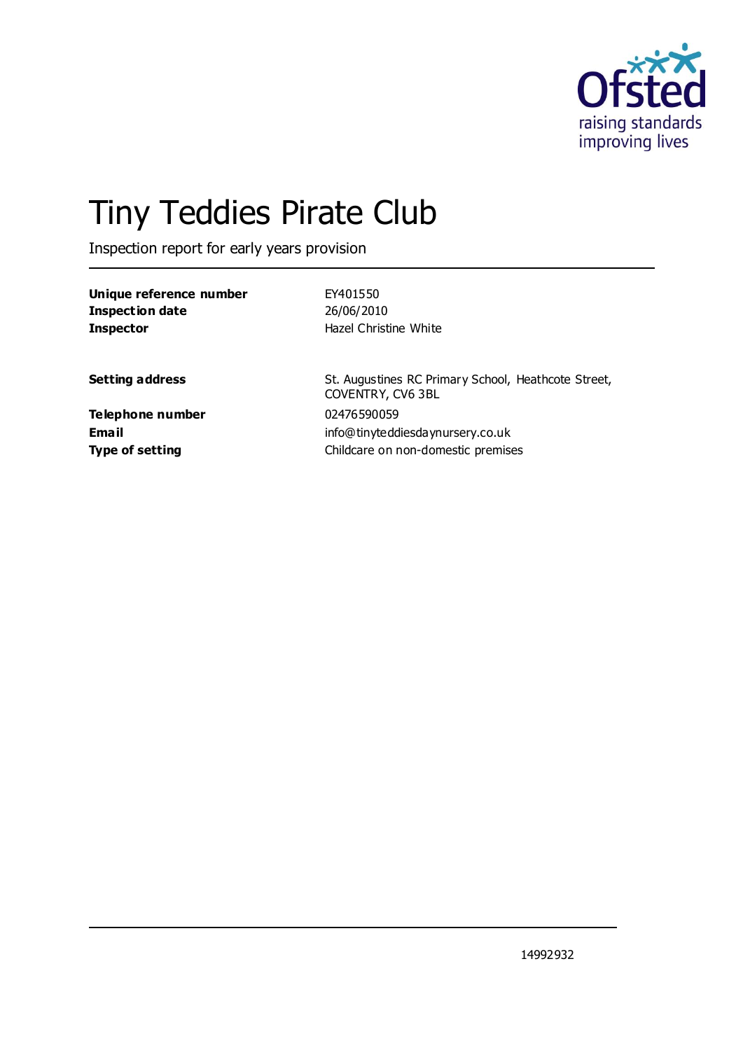# Tiny Teddies Pirate Club

Inspection report for early years provision

| | |
|---|---|
| **Unique reference number** | EY401550 |
| **Inspection date** | 26/06/2010 |
| **Inspector** | Hazel Christine White |

| | |
|---|---|
| **Setting address** | St. Augustines RC Primary School, Heathcote Street, COVENTRY, CV6 3BL |
| **Telephone number** | 02476590059 |
| **Email** | info@tinyteddiesdaynursery.co.uk |
| **Type of setting** | Childcare on non-domestic premises |

14992932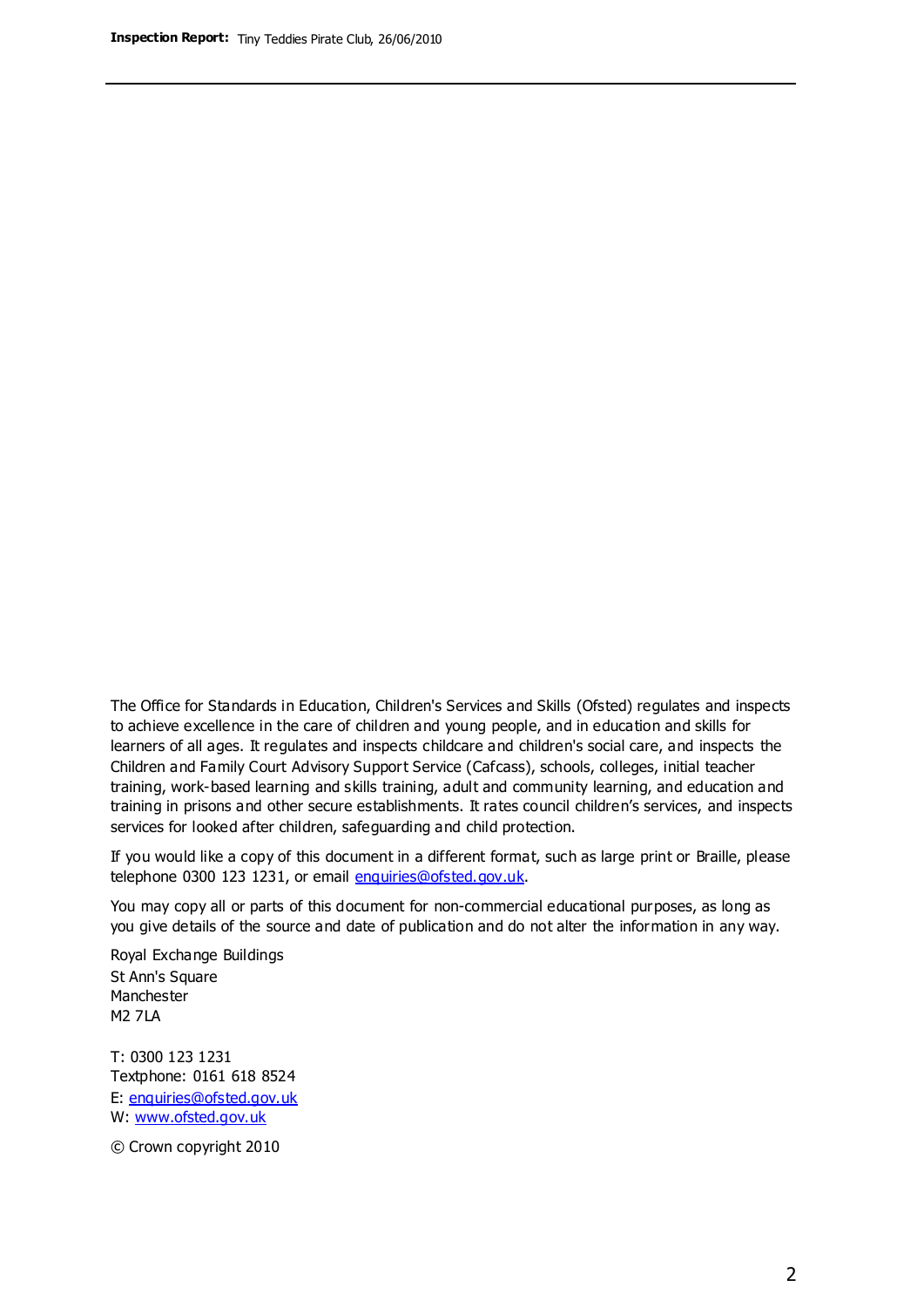The Office for Standards in Education, Children's Services and Skills (Ofsted) regulates and inspects to achieve excellence in the care of children and young people, and in education and skills for learners of all ages. It regulates and inspects childcare and children's social care, and inspects the Children and Family Court Advisory Support Service (Cafcass), schools, colleges, initial teacher training, work-based learning and skills training, adult and community learning, and education and training in prisons and other secure establishments. It rates council children's services, and inspects services for looked after children, safeguarding and child protection.

If you would like a copy of this document in a different format, such as large print or Braille, please telephone 0300 123 1231, or email enquiries@ofsted.gov.uk.

You may copy all or parts of this document for non-commercial educational purposes, as long as you give details of the source and date of publication and do not alter the information in any way.

Royal Exchange Buildings
St Ann's Square
Manchester
M2 7LA

T: 0300 123 1231
Textphone: 0161 618 8524
E: enquiries@ofsted.gov.uk
W: www.ofsted.gov.uk

© Crown copyright 2010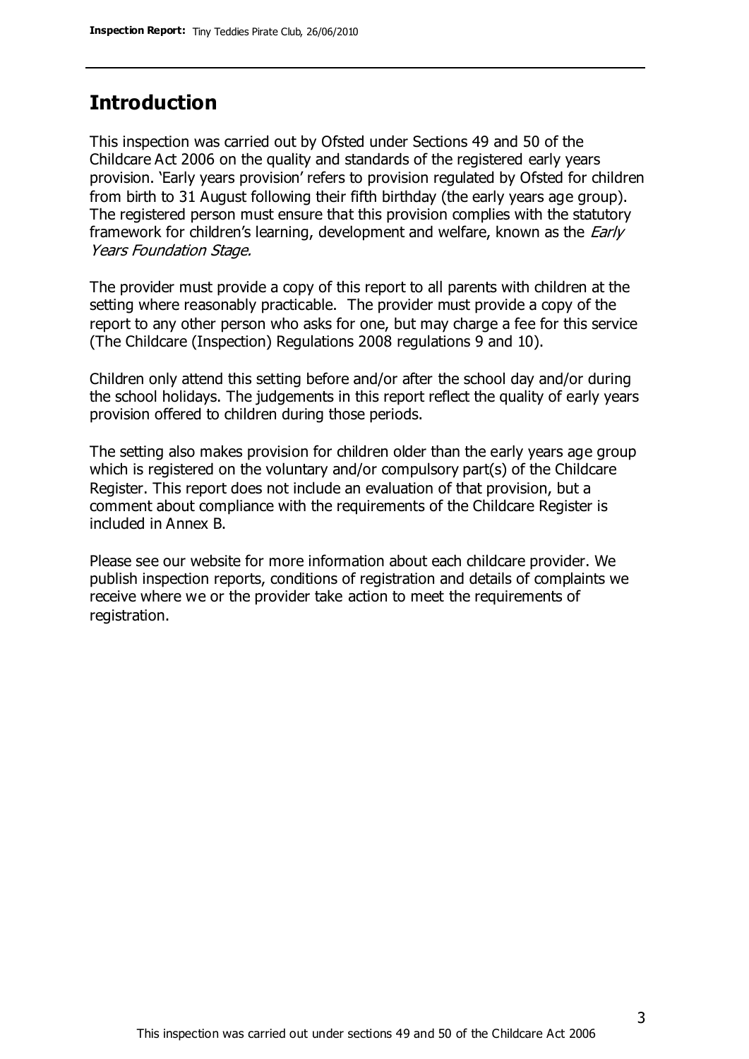## Introduction

This inspection was carried out by Ofsted under Sections 49 and 50 of the Childcare Act 2006 on the quality and standards of the registered early years provision. 'Early years provision' refers to provision regulated by Ofsted for children from birth to 31 August following their fifth birthday (the early years age group). The registered person must ensure that this provision complies with the statutory framework for children's learning, development and welfare, known as the *Early Years Foundation Stage.*

The provider must provide a copy of this report to all parents with children at the setting where reasonably practicable. The provider must provide a copy of the report to any other person who asks for one, but may charge a fee for this service (The Childcare (Inspection) Regulations 2008 regulations 9 and 10).

Children only attend this setting before and/or after the school day and/or during the school holidays. The judgements in this report reflect the quality of early years provision offered to children during those periods.

The setting also makes provision for children older than the early years age group which is registered on the voluntary and/or compulsory part(s) of the Childcare Register. This report does not include an evaluation of that provision, but a comment about compliance with the requirements of the Childcare Register is included in Annex B.

Please see our website for more information about each childcare provider. We publish inspection reports, conditions of registration and details of complaints we receive where we or the provider take action to meet the requirements of registration.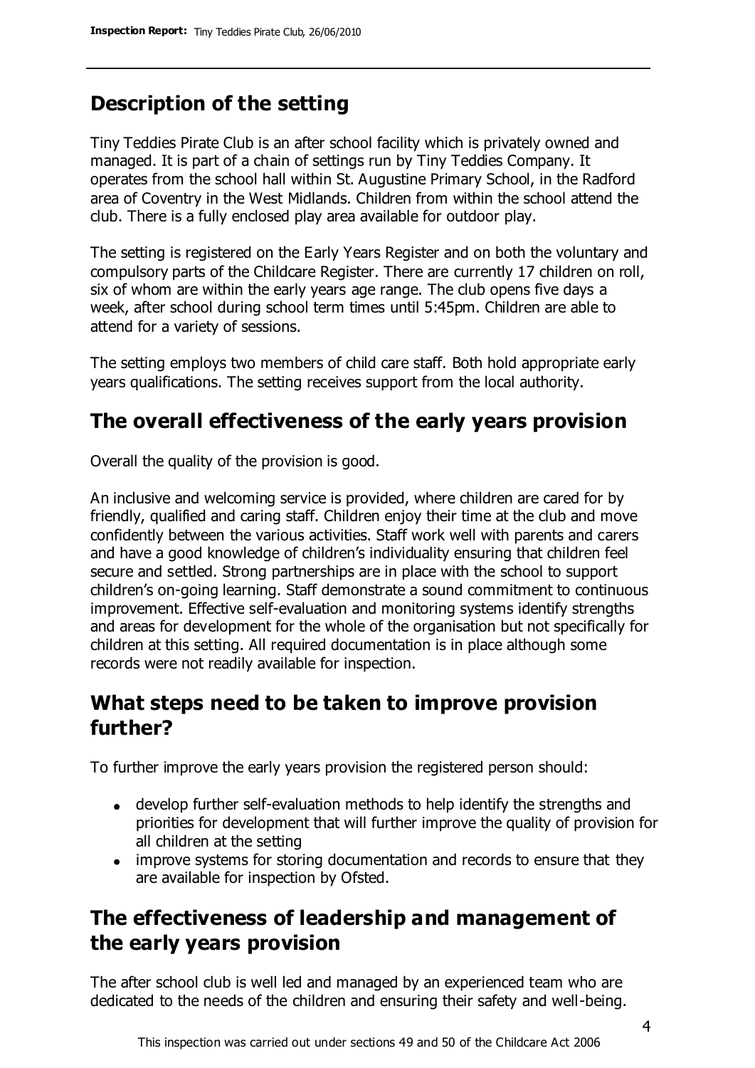## Description of the setting

Tiny Teddies Pirate Club is an after school facility which is privately owned and managed. It is part of a chain of settings run by Tiny Teddies Company. It operates from the school hall within St. Augustine Primary School, in the Radford area of Coventry in the West Midlands. Children from within the school attend the club. There is a fully enclosed play area available for outdoor play.

The setting is registered on the Early Years Register and on both the voluntary and compulsory parts of the Childcare Register. There are currently 17 children on roll, six of whom are within the early years age range. The club opens five days a week, after school during school term times until 5:45pm. Children are able to attend for a variety of sessions.

The setting employs two members of child care staff. Both hold appropriate early years qualifications. The setting receives support from the local authority.

## The overall effectiveness of the early years provision

Overall the quality of the provision is good.

An inclusive and welcoming service is provided, where children are cared for by friendly, qualified and caring staff. Children enjoy their time at the club and move confidently between the various activities. Staff work well with parents and carers and have a good knowledge of children's individuality ensuring that children feel secure and settled. Strong partnerships are in place with the school to support children's on-going learning. Staff demonstrate a sound commitment to continuous improvement. Effective self-evaluation and monitoring systems identify strengths and areas for development for the whole of the organisation but not specifically for children at this setting. All required documentation is in place although some records were not readily available for inspection.

## What steps need to be taken to improve provision further?

To further improve the early years provision the registered person should:

- develop further self-evaluation methods to help identify the strengths and priorities for development that will further improve the quality of provision for all children at the setting
- improve systems for storing documentation and records to ensure that they are available for inspection by Ofsted.

## The effectiveness of leadership and management of the early years provision

The after school club is well led and managed by an experienced team who are dedicated to the needs of the children and ensuring their safety and well-being.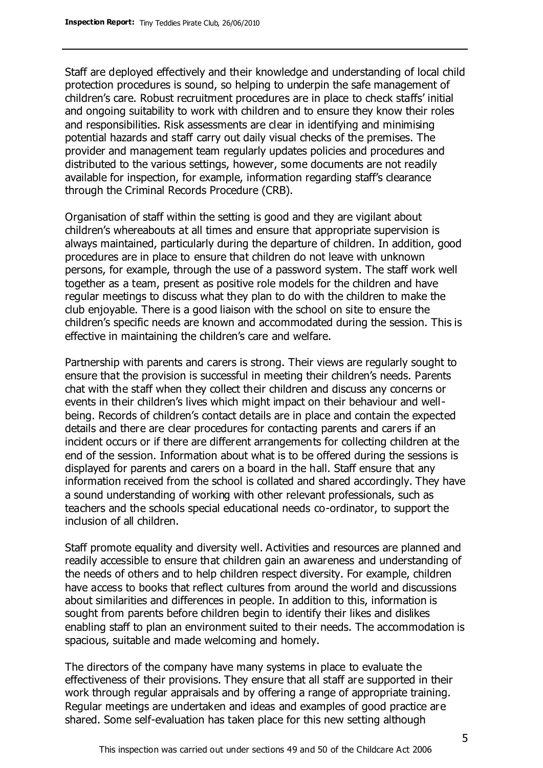Staff are deployed effectively and their knowledge and understanding of local child protection procedures is sound, so helping to underpin the safe management of children's care. Robust recruitment procedures are in place to check staffs' initial and ongoing suitability to work with children and to ensure they know their roles and responsibilities. Risk assessments are clear in identifying and minimising potential hazards and staff carry out daily visual checks of the premises. The provider and management team regularly updates policies and procedures and distributed to the various settings, however, some documents are not readily available for inspection, for example, information regarding staff's clearance through the Criminal Records Procedure (CRB).

Organisation of staff within the setting is good and they are vigilant about children's whereabouts at all times and ensure that appropriate supervision is always maintained, particularly during the departure of children. In addition, good procedures are in place to ensure that children do not leave with unknown persons, for example, through the use of a password system. The staff work well together as a team, present as positive role models for the children and have regular meetings to discuss what they plan to do with the children to make the club enjoyable. There is a good liaison with the school on site to ensure the children's specific needs are known and accommodated during the session. This is effective in maintaining the children's care and welfare.

Partnership with parents and carers is strong. Their views are regularly sought to ensure that the provision is successful in meeting their children's needs. Parents chat with the staff when they collect their children and discuss any concerns or events in their children's lives which might impact on their behaviour and well-being. Records of children's contact details are in place and contain the expected details and there are clear procedures for contacting parents and carers if an incident occurs or if there are different arrangements for collecting children at the end of the session. Information about what is to be offered during the sessions is displayed for parents and carers on a board in the hall. Staff ensure that any information received from the school is collated and shared accordingly. They have a sound understanding of working with other relevant professionals, such as teachers and the schools special educational needs co-ordinator, to support the inclusion of all children.

Staff promote equality and diversity well. Activities and resources are planned and readily accessible to ensure that children gain an awareness and understanding of the needs of others and to help children respect diversity. For example, children have access to books that reflect cultures from around the world and discussions about similarities and differences in people. In addition to this, information is sought from parents before children begin to identify their likes and dislikes enabling staff to plan an environment suited to their needs. The accommodation is spacious, suitable and made welcoming and homely.

The directors of the company have many systems in place to evaluate the effectiveness of their provisions. They ensure that all staff are supported in their work through regular appraisals and by offering a range of appropriate training. Regular meetings are undertaken and ideas and examples of good practice are shared. Some self-evaluation has taken place for this new setting although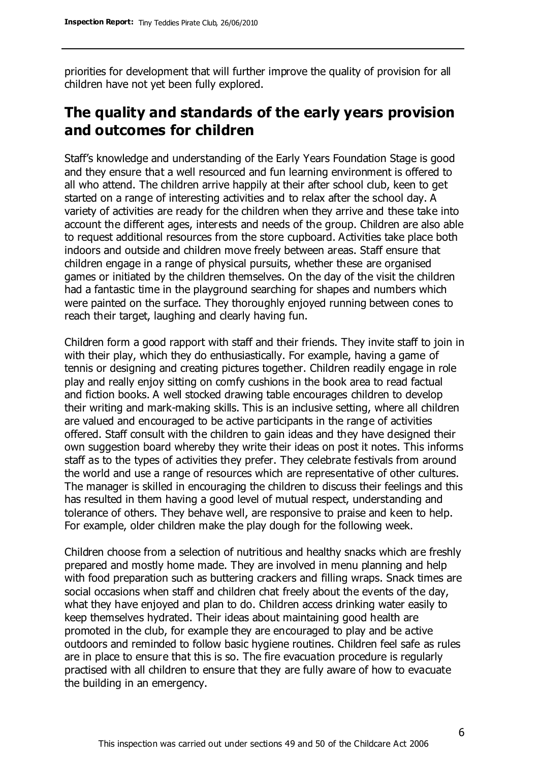priorities for development that will further improve the quality of provision for all children have not yet been fully explored.

## The quality and standards of the early years provision and outcomes for children

Staff's knowledge and understanding of the Early Years Foundation Stage is good and they ensure that a well resourced and fun learning environment is offered to all who attend. The children arrive happily at their after school club, keen to get started on a range of interesting activities and to relax after the school day. A variety of activities are ready for the children when they arrive and these take into account the different ages, interests and needs of the group. Children are also able to request additional resources from the store cupboard. Activities take place both indoors and outside and children move freely between areas. Staff ensure that children engage in a range of physical pursuits, whether these are organised games or initiated by the children themselves. On the day of the visit the children had a fantastic time in the playground searching for shapes and numbers which were painted on the surface. They thoroughly enjoyed running between cones to reach their target, laughing and clearly having fun.

Children form a good rapport with staff and their friends. They invite staff to join in with their play, which they do enthusiastically. For example, having a game of tennis or designing and creating pictures together. Children readily engage in role play and really enjoy sitting on comfy cushions in the book area to read factual and fiction books. A well stocked drawing table encourages children to develop their writing and mark-making skills. This is an inclusive setting, where all children are valued and encouraged to be active participants in the range of activities offered. Staff consult with the children to gain ideas and they have designed their own suggestion board whereby they write their ideas on post it notes. This informs staff as to the types of activities they prefer. They celebrate festivals from around the world and use a range of resources which are representative of other cultures. The manager is skilled in encouraging the children to discuss their feelings and this has resulted in them having a good level of mutual respect, understanding and tolerance of others. They behave well, are responsive to praise and keen to help. For example, older children make the play dough for the following week.

Children choose from a selection of nutritious and healthy snacks which are freshly prepared and mostly home made. They are involved in menu planning and help with food preparation such as buttering crackers and filling wraps. Snack times are social occasions when staff and children chat freely about the events of the day, what they have enjoyed and plan to do. Children access drinking water easily to keep themselves hydrated. Their ideas about maintaining good health are promoted in the club, for example they are encouraged to play and be active outdoors and reminded to follow basic hygiene routines. Children feel safe as rules are in place to ensure that this is so. The fire evacuation procedure is regularly practised with all children to ensure that they are fully aware of how to evacuate the building in an emergency.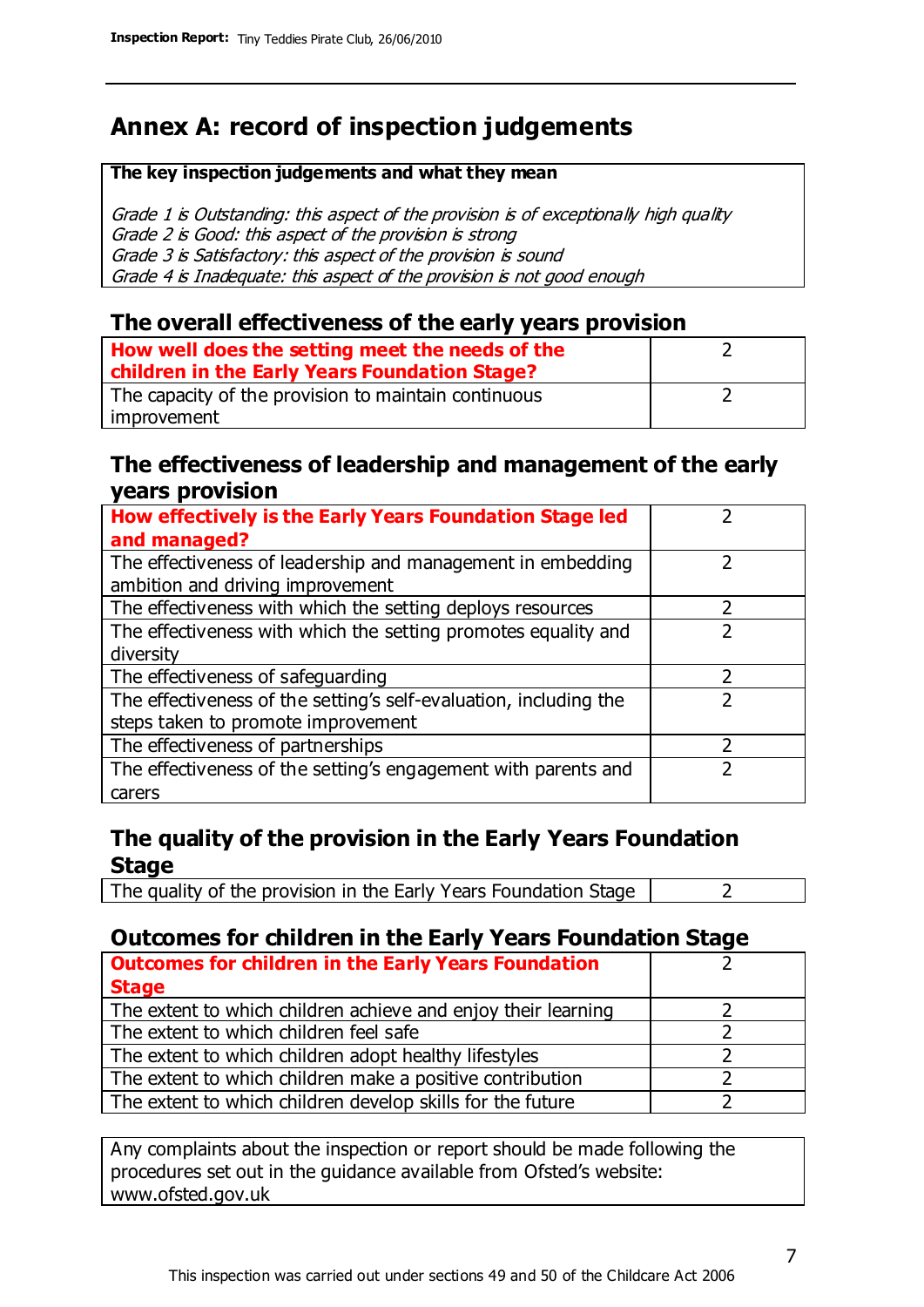# Annex A: record of inspection judgements

**The key inspection judgements and what they mean**

*Grade 1 is Outstanding: this aspect of the provision is of exceptionally high quality*
*Grade 2 is Good: this aspect of the provision is strong*
*Grade 3 is Satisfactory: this aspect of the provision is sound*
*Grade 4 is Inadequate: this aspect of the provision is not good enough*

## The overall effectiveness of the early years provision

| | |
|---|---|
| **How well does the setting meet the needs of the children in the Early Years Foundation Stage?** | 2 |
| The capacity of the provision to maintain continuous improvement | 2 |

## The effectiveness of leadership and management of the early years provision

| | |
|---|---|
| **How effectively is the Early Years Foundation Stage led and managed?** | 2 |
| The effectiveness of leadership and management in embedding ambition and driving improvement | 2 |
| The effectiveness with which the setting deploys resources | 2 |
| The effectiveness with which the setting promotes equality and diversity | 2 |
| The effectiveness of safeguarding | 2 |
| The effectiveness of the setting's self-evaluation, including the steps taken to promote improvement | 2 |
| The effectiveness of partnerships | 2 |
| The effectiveness of the setting's engagement with parents and carers | 2 |

## The quality of the provision in the Early Years Foundation Stage

| | |
|---|---|
| The quality of the provision in the Early Years Foundation Stage | 2 |

## Outcomes for children in the Early Years Foundation Stage

| | |
|---|---|
| **Outcomes for children in the Early Years Foundation Stage** | 2 |
| The extent to which children achieve and enjoy their learning | 2 |
| The extent to which children feel safe | 2 |
| The extent to which children adopt healthy lifestyles | 2 |
| The extent to which children make a positive contribution | 2 |
| The extent to which children develop skills for the future | 2 |

Any complaints about the inspection or report should be made following the procedures set out in the guidance available from Ofsted's website: www.ofsted.gov.uk

This inspection was carried out under sections 49 and 50 of the Childcare Act 2006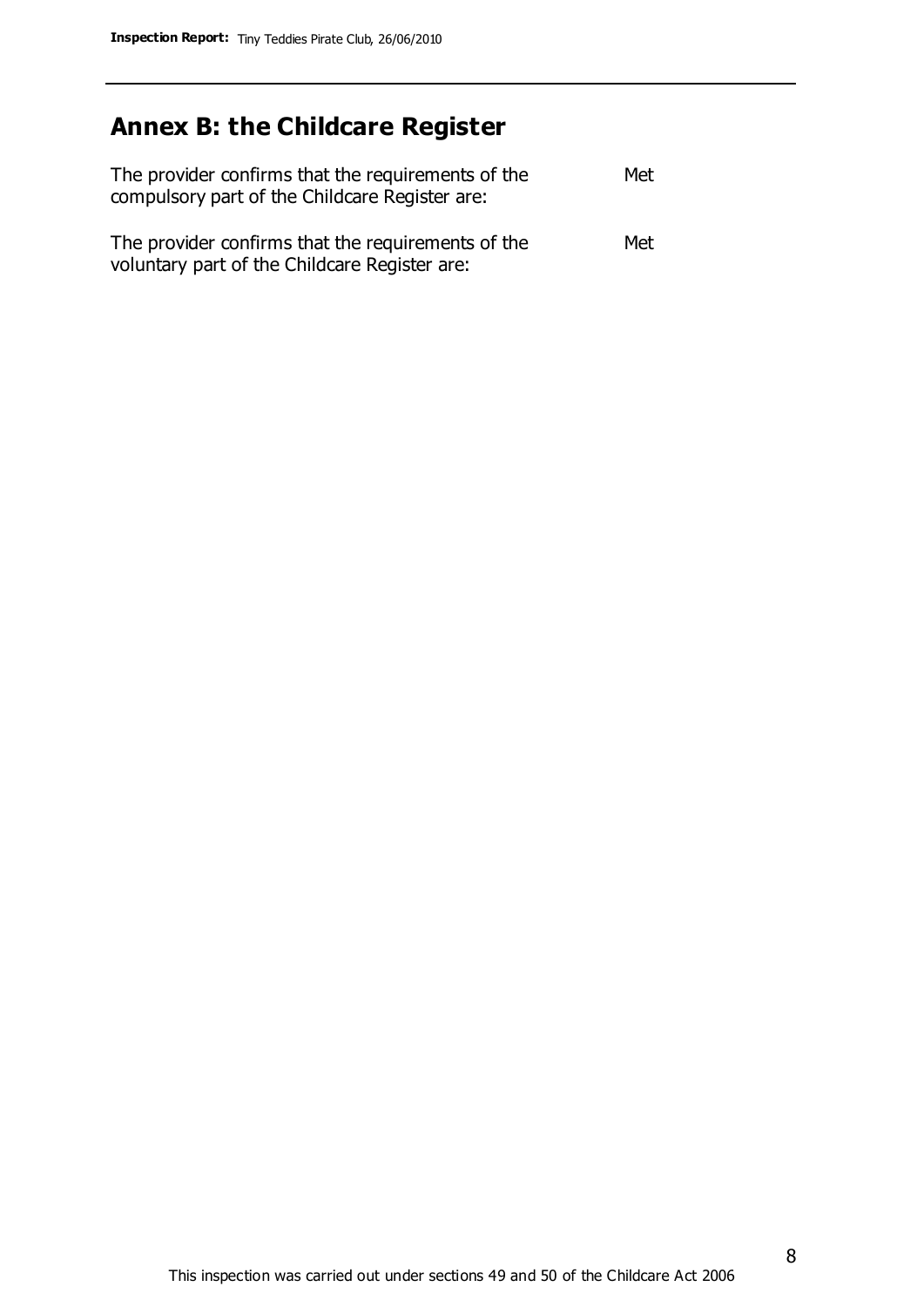## Annex B: the Childcare Register

| | |
|---|---|
| The provider confirms that the requirements of the compulsory part of the Childcare Register are: | Met |
| The provider confirms that the requirements of the voluntary part of the Childcare Register are: | Met |

This inspection was carried out under sections 49 and 50 of the Childcare Act 2006